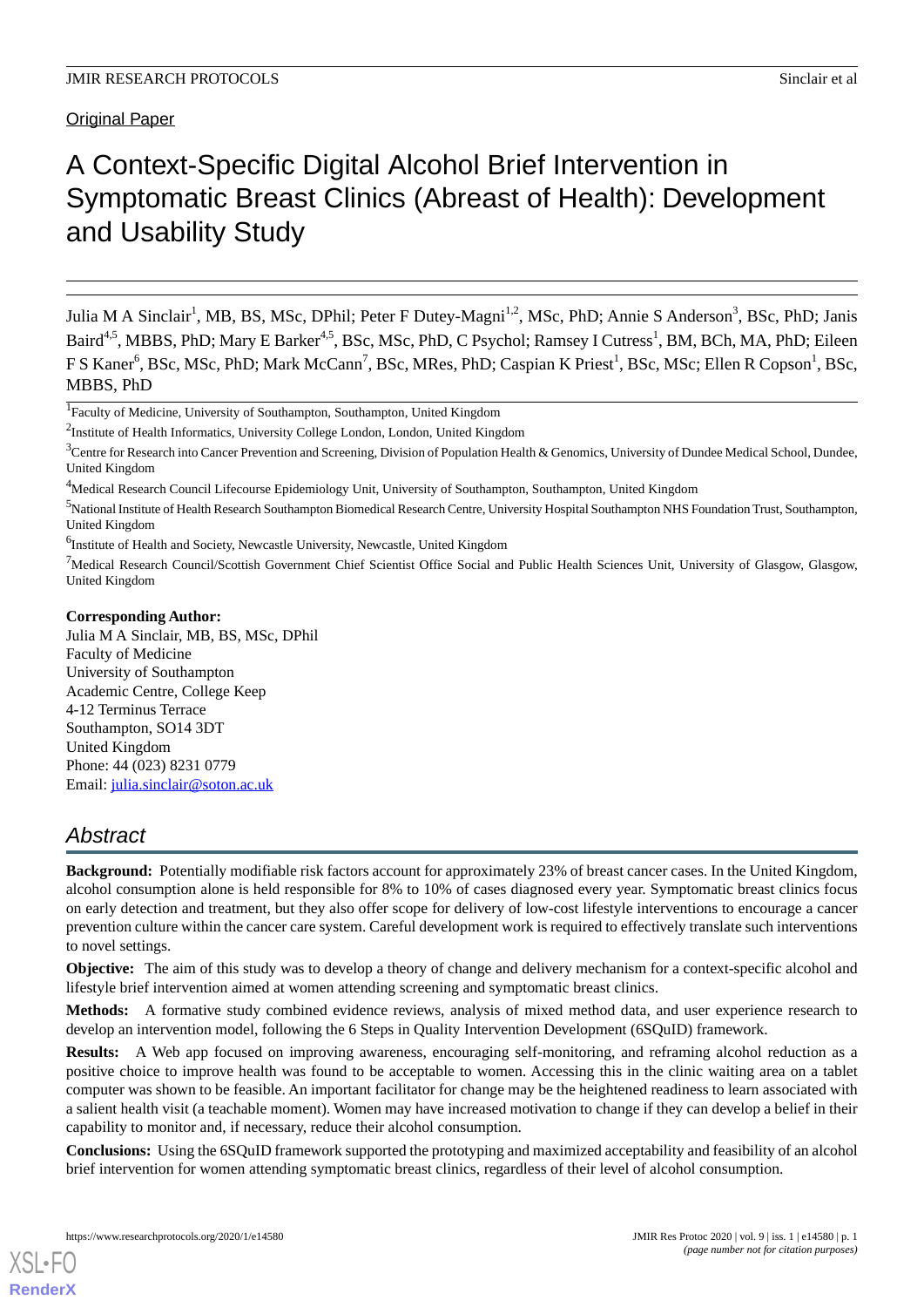Original Paper

# A Context-Specific Digital Alcohol Brief Intervention in Symptomatic Breast Clinics (Abreast of Health): Development and Usability Study

Julia M A Sinclair[1], MB, BS, MSc, DPhil; Peter F Dutey-Magni[1,2], MSc, PhD; Annie S Anderson[3], BSc, PhD; Janis Baird[4,5], MBBS, PhD; Mary E Barker[4,5], BSc, MSc, PhD, C Psychol; Ramsey I Cutress[1], BM, BCh, MA, PhD; Eileen F S Kaner[6], BSc, MSc, PhD; Mark McCann[7], BSc, MRes, PhD; Caspian K Priest[1], BSc, MSc; Ellen R Copson[1], BSc, MBBS, PhD

[1]Faculty of Medicine, University of Southampton, Southampton, United Kingdom

[2]Institute of Health Informatics, University College London, London, United Kingdom

[3]Centre for Research into Cancer Prevention and Screening, Division of Population Health & Genomics, University of Dundee Medical School, Dundee, United Kingdom

[4]Medical Research Council Lifecourse Epidemiology Unit, University of Southampton, Southampton, United Kingdom

[5]National Institute of Health Research Southampton Biomedical Research Centre, University Hospital Southampton NHS Foundation Trust, Southampton, United Kingdom

[6]Institute of Health and Society, Newcastle University, Newcastle, United Kingdom

[7]Medical Research Council/Scottish Government Chief Scientist Office Social and Public Health Sciences Unit, University of Glasgow, Glasgow, United Kingdom

**Corresponding Author:**
Julia M A Sinclair, MB, BS, MSc, DPhil
Faculty of Medicine
University of Southampton
Academic Centre, College Keep
4-12 Terminus Terrace
Southampton, SO14 3DT
United Kingdom
Phone: 44 (023) 8231 0779
Email: julia.sinclair@soton.ac.uk

## Abstract

**Background:** Potentially modifiable risk factors account for approximately 23% of breast cancer cases. In the United Kingdom, alcohol consumption alone is held responsible for 8% to 10% of cases diagnosed every year. Symptomatic breast clinics focus on early detection and treatment, but they also offer scope for delivery of low-cost lifestyle interventions to encourage a cancer prevention culture within the cancer care system. Careful development work is required to effectively translate such interventions to novel settings.

**Objective:** The aim of this study was to develop a theory of change and delivery mechanism for a context-specific alcohol and lifestyle brief intervention aimed at women attending screening and symptomatic breast clinics.

**Methods:** A formative study combined evidence reviews, analysis of mixed method data, and user experience research to develop an intervention model, following the 6 Steps in Quality Intervention Development (6SQuID) framework.

**Results:** A Web app focused on improving awareness, encouraging self-monitoring, and reframing alcohol reduction as a positive choice to improve health was found to be acceptable to women. Accessing this in the clinic waiting area on a tablet computer was shown to be feasible. An important facilitator for change may be the heightened readiness to learn associated with a salient health visit (a teachable moment). Women may have increased motivation to change if they can develop a belief in their capability to monitor and, if necessary, reduce their alcohol consumption.

**Conclusions:** Using the 6SQuID framework supported the prototyping and maximized acceptability and feasibility of an alcohol brief intervention for women attending symptomatic breast clinics, regardless of their level of alcohol consumption.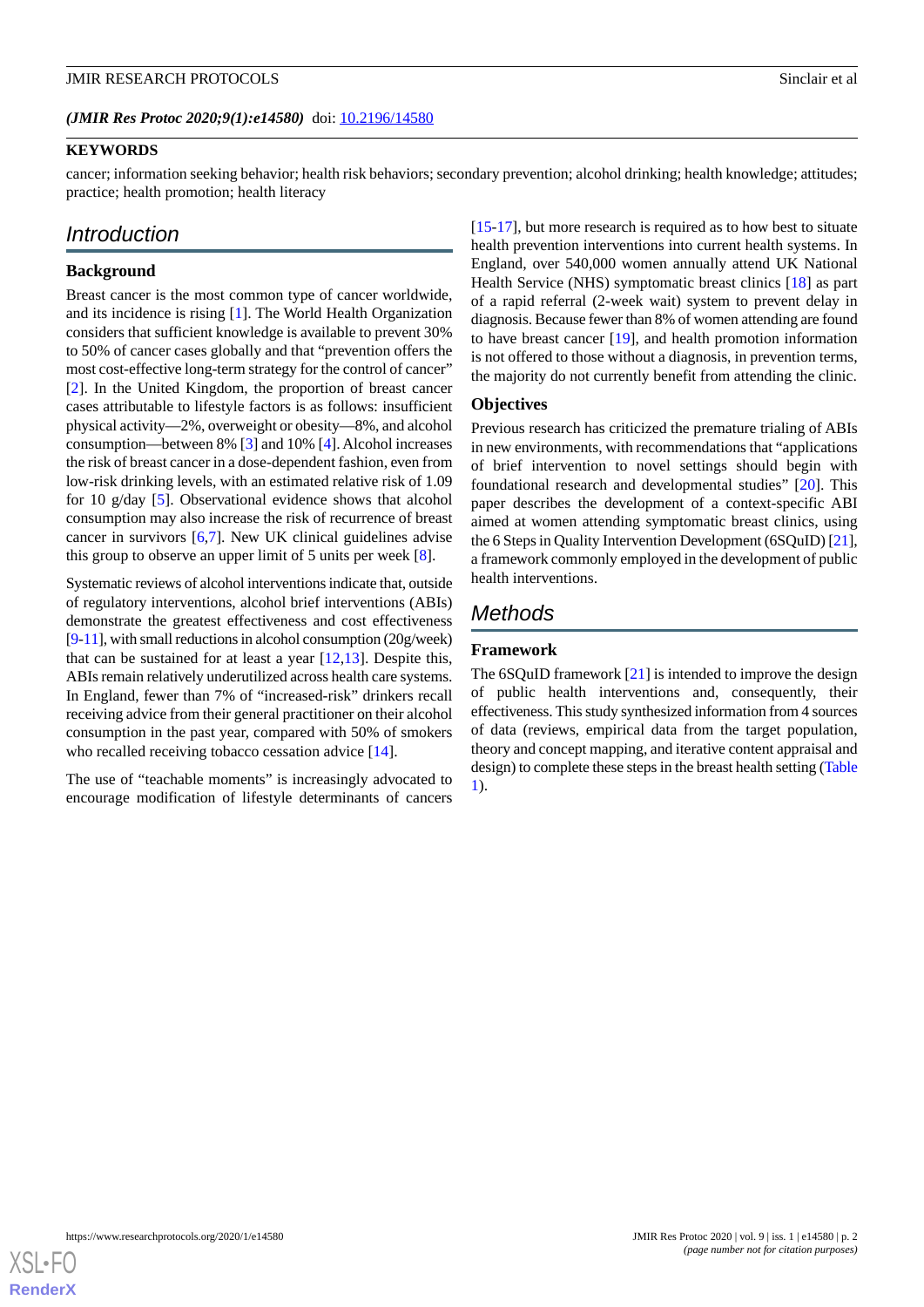(*JMIR Res Protoc 2020;9(1):e14580*) doi: 10.2196/14580

**KEYWORDS**

cancer; information seeking behavior; health risk behaviors; secondary prevention; alcohol drinking; health knowledge; attitudes; practice; health promotion; health literacy

## Introduction

### Background

Breast cancer is the most common type of cancer worldwide, and its incidence is rising [1]. The World Health Organization considers that sufficient knowledge is available to prevent 30% to 50% of cancer cases globally and that "prevention offers the most cost-effective long-term strategy for the control of cancer" [2]. In the United Kingdom, the proportion of breast cancer cases attributable to lifestyle factors is as follows: insufficient physical activity—2%, overweight or obesity—8%, and alcohol consumption—between 8% [3] and 10% [4]. Alcohol increases the risk of breast cancer in a dose-dependent fashion, even from low-risk drinking levels, with an estimated relative risk of 1.09 for 10 g/day [5]. Observational evidence shows that alcohol consumption may also increase the risk of recurrence of breast cancer in survivors [6,7]. New UK clinical guidelines advise this group to observe an upper limit of 5 units per week [8].

Systematic reviews of alcohol interventions indicate that, outside of regulatory interventions, alcohol brief interventions (ABIs) demonstrate the greatest effectiveness and cost effectiveness [9-11], with small reductions in alcohol consumption (20g/week) that can be sustained for at least a year [12,13]. Despite this, ABIs remain relatively underutilized across health care systems. In England, fewer than 7% of "increased-risk" drinkers recall receiving advice from their general practitioner on their alcohol consumption in the past year, compared with 50% of smokers who recalled receiving tobacco cessation advice [14].

The use of "teachable moments" is increasingly advocated to encourage modification of lifestyle determinants of cancers [15-17], but more research is required as to how best to situate health prevention interventions into current health systems. In England, over 540,000 women annually attend UK National Health Service (NHS) symptomatic breast clinics [18] as part of a rapid referral (2-week wait) system to prevent delay in diagnosis. Because fewer than 8% of women attending are found to have breast cancer [19], and health promotion information is not offered to those without a diagnosis, in prevention terms, the majority do not currently benefit from attending the clinic.

### Objectives

Previous research has criticized the premature trialing of ABIs in new environments, with recommendations that "applications of brief intervention to novel settings should begin with foundational research and developmental studies" [20]. This paper describes the development of a context-specific ABI aimed at women attending symptomatic breast clinics, using the 6 Steps in Quality Intervention Development (6SQuID) [21], a framework commonly employed in the development of public health interventions.

## Methods

### Framework

The 6SQuID framework [21] is intended to improve the design of public health interventions and, consequently, their effectiveness. This study synthesized information from 4 sources of data (reviews, empirical data from the target population, theory and concept mapping, and iterative content appraisal and design) to complete these steps in the breast health setting (Table 1).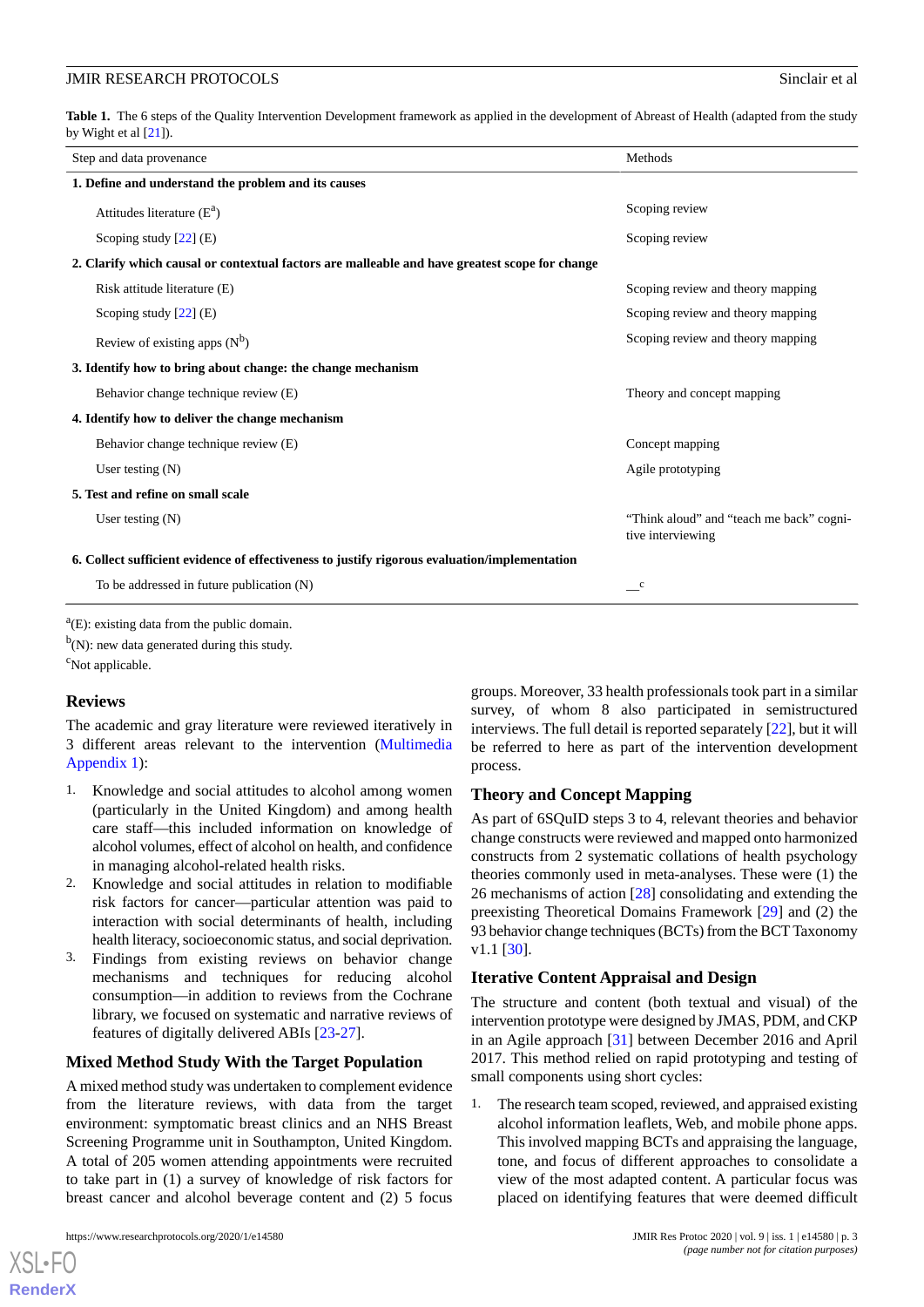**Table 1.** The 6 steps of the Quality Intervention Development framework as applied in the development of Abreast of Health (adapted from the study by Wight et al [21]).

| Step and data provenance | Methods |
|---|---|
| **1. Define and understand the problem and its causes** | |
| Attitudes literature (E[a]) | Scoping review |
| Scoping study [22] (E) | Scoping review |
| **2. Clarify which causal or contextual factors are malleable and have greatest scope for change** | |
| Risk attitude literature (E) | Scoping review and theory mapping |
| Scoping study [22] (E) | Scoping review and theory mapping |
| Review of existing apps (N[b]) | Scoping review and theory mapping |
| **3. Identify how to bring about change: the change mechanism** | |
| Behavior change technique review (E) | Theory and concept mapping |
| **4. Identify how to deliver the change mechanism** | |
| Behavior change technique review (E) | Concept mapping |
| User testing (N) | Agile prototyping |
| **5. Test and refine on small scale** | |
| User testing (N) | "Think aloud" and "teach me back" cognitive interviewing |
| **6. Collect sufficient evidence of effectiveness to justify rigorous evaluation/implementation** | |
| To be addressed in future publication (N) | —[c] |

[a](E): existing data from the public domain.

[b](N): new data generated during this study.

[c]Not applicable.

## Reviews

The academic and gray literature were reviewed iteratively in 3 different areas relevant to the intervention (Multimedia Appendix 1):

1. Knowledge and social attitudes to alcohol among women (particularly in the United Kingdom) and among health care staff—this included information on knowledge of alcohol volumes, effect of alcohol on health, and confidence in managing alcohol-related health risks.
2. Knowledge and social attitudes in relation to modifiable risk factors for cancer—particular attention was paid to interaction with social determinants of health, including health literacy, socioeconomic status, and social deprivation.
3. Findings from existing reviews on behavior change mechanisms and techniques for reducing alcohol consumption—in addition to reviews from the Cochrane library, we focused on systematic and narrative reviews of features of digitally delivered ABIs [23-27].

## Mixed Method Study With the Target Population

A mixed method study was undertaken to complement evidence from the literature reviews, with data from the target environment: symptomatic breast clinics and an NHS Breast Screening Programme unit in Southampton, United Kingdom. A total of 205 women attending appointments were recruited to take part in (1) a survey of knowledge of risk factors for breast cancer and alcohol beverage content and (2) 5 focus groups. Moreover, 33 health professionals took part in a similar survey, of whom 8 also participated in semistructured interviews. The full detail is reported separately [22], but it will be referred to here as part of the intervention development process.

## Theory and Concept Mapping

As part of 6SQuID steps 3 to 4, relevant theories and behavior change constructs were reviewed and mapped onto harmonized constructs from 2 systematic collations of health psychology theories commonly used in meta-analyses. These were (1) the 26 mechanisms of action [28] consolidating and extending the preexisting Theoretical Domains Framework [29] and (2) the 93 behavior change techniques (BCTs) from the BCT Taxonomy v1.1 [30].

## Iterative Content Appraisal and Design

The structure and content (both textual and visual) of the intervention prototype were designed by JMAS, PDM, and CKP in an Agile approach [31] between December 2016 and April 2017. This method relied on rapid prototyping and testing of small components using short cycles:

1. The research team scoped, reviewed, and appraised existing alcohol information leaflets, Web, and mobile phone apps. This involved mapping BCTs and appraising the language, tone, and focus of different approaches to consolidate a view of the most adapted content. A particular focus was placed on identifying features that were deemed difficult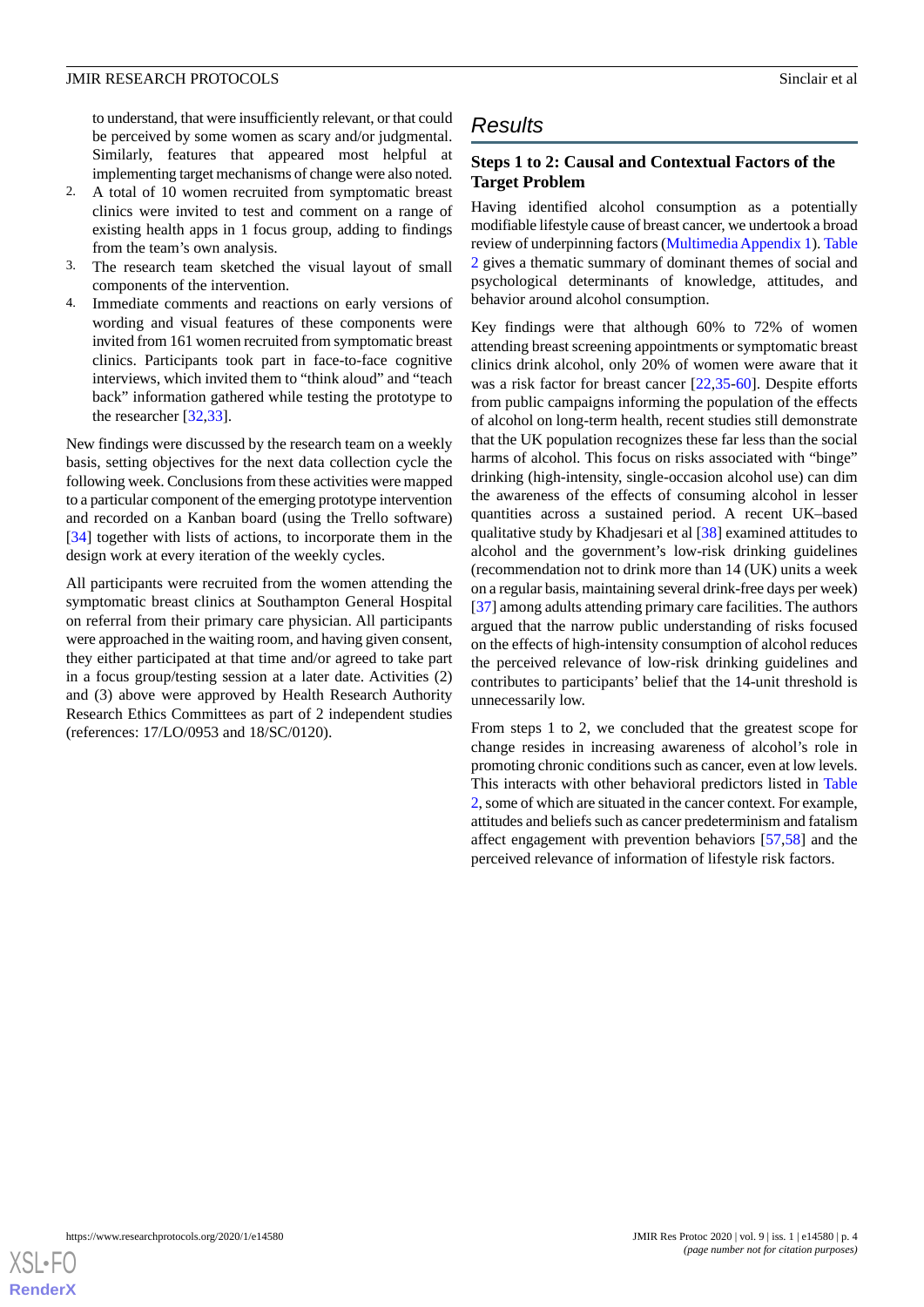to understand, that were insufficiently relevant, or that could be perceived by some women as scary and/or judgmental. Similarly, features that appeared most helpful at implementing target mechanisms of change were also noted.

2. A total of 10 women recruited from symptomatic breast clinics were invited to test and comment on a range of existing health apps in 1 focus group, adding to findings from the team's own analysis.
3. The research team sketched the visual layout of small components of the intervention.
4. Immediate comments and reactions on early versions of wording and visual features of these components were invited from 161 women recruited from symptomatic breast clinics. Participants took part in face-to-face cognitive interviews, which invited them to "think aloud" and "teach back" information gathered while testing the prototype to the researcher [32,33].

New findings were discussed by the research team on a weekly basis, setting objectives for the next data collection cycle the following week. Conclusions from these activities were mapped to a particular component of the emerging prototype intervention and recorded on a Kanban board (using the Trello software) [34] together with lists of actions, to incorporate them in the design work at every iteration of the weekly cycles.

All participants were recruited from the women attending the symptomatic breast clinics at Southampton General Hospital on referral from their primary care physician. All participants were approached in the waiting room, and having given consent, they either participated at that time and/or agreed to take part in a focus group/testing session at a later date. Activities (2) and (3) above were approved by Health Research Authority Research Ethics Committees as part of 2 independent studies (references: 17/LO/0953 and 18/SC/0120).

# Results

## Steps 1 to 2: Causal and Contextual Factors of the Target Problem

Having identified alcohol consumption as a potentially modifiable lifestyle cause of breast cancer, we undertook a broad review of underpinning factors (Multimedia Appendix 1). Table 2 gives a thematic summary of dominant themes of social and psychological determinants of knowledge, attitudes, and behavior around alcohol consumption.

Key findings were that although 60% to 72% of women attending breast screening appointments or symptomatic breast clinics drink alcohol, only 20% of women were aware that it was a risk factor for breast cancer [22,35-60]. Despite efforts from public campaigns informing the population of the effects of alcohol on long-term health, recent studies still demonstrate that the UK population recognizes these far less than the social harms of alcohol. This focus on risks associated with "binge" drinking (high-intensity, single-occasion alcohol use) can dim the awareness of the effects of consuming alcohol in lesser quantities across a sustained period. A recent UK–based qualitative study by Khadjesari et al [38] examined attitudes to alcohol and the government's low-risk drinking guidelines (recommendation not to drink more than 14 (UK) units a week on a regular basis, maintaining several drink-free days per week) [37] among adults attending primary care facilities. The authors argued that the narrow public understanding of risks focused on the effects of high-intensity consumption of alcohol reduces the perceived relevance of low-risk drinking guidelines and contributes to participants' belief that the 14-unit threshold is unnecessarily low.

From steps 1 to 2, we concluded that the greatest scope for change resides in increasing awareness of alcohol's role in promoting chronic conditions such as cancer, even at low levels. This interacts with other behavioral predictors listed in Table 2, some of which are situated in the cancer context. For example, attitudes and beliefs such as cancer predeterminism and fatalism affect engagement with prevention behaviors [57,58] and the perceived relevance of information of lifestyle risk factors.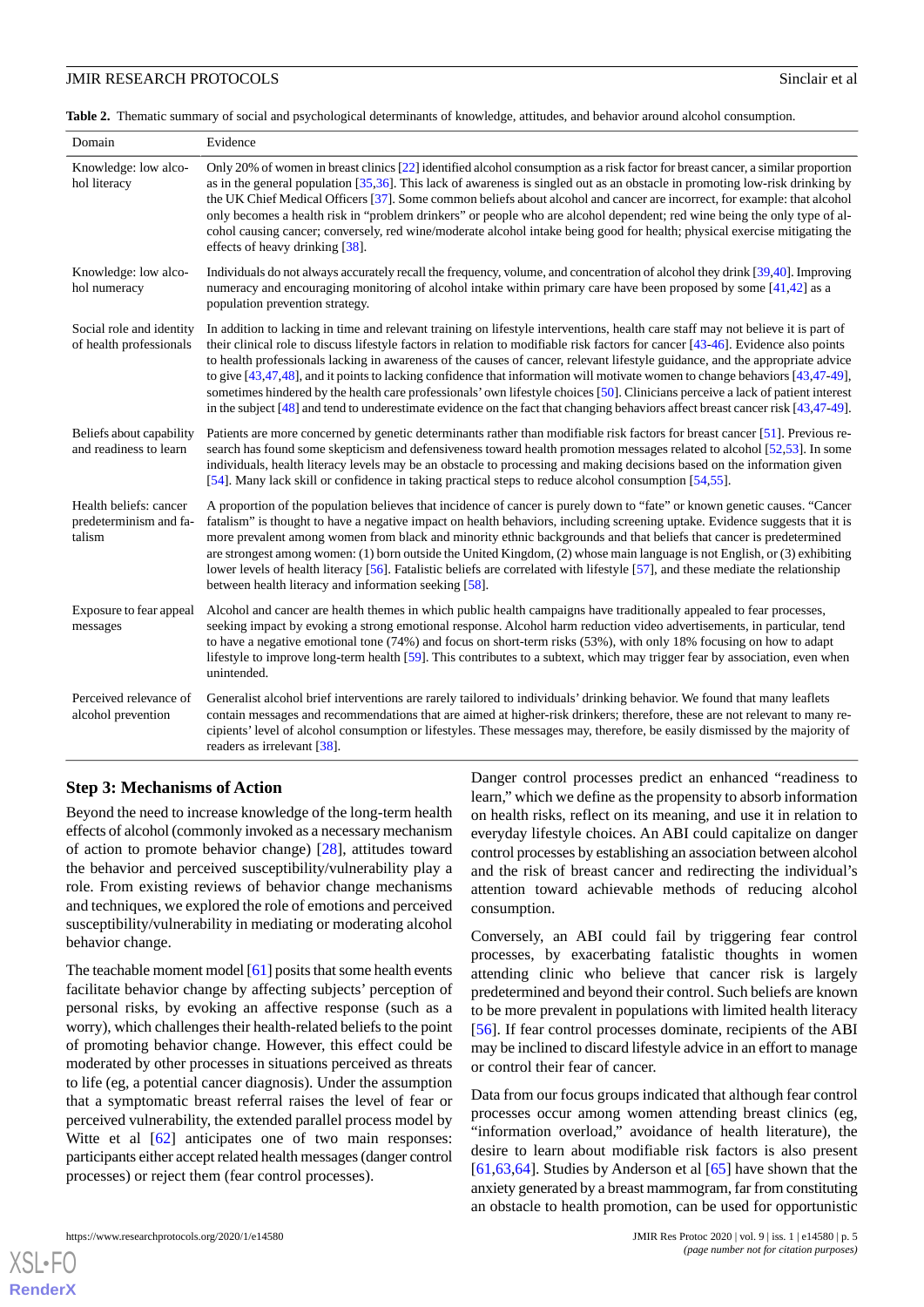**Table 2.** Thematic summary of social and psychological determinants of knowledge, attitudes, and behavior around alcohol consumption.

| Domain | Evidence |
|---|---|
| Knowledge: low alcohol literacy | Only 20% of women in breast clinics [22] identified alcohol consumption as a risk factor for breast cancer, a similar proportion as in the general population [35,36]. This lack of awareness is singled out as an obstacle in promoting low-risk drinking by the UK Chief Medical Officers [37]. Some common beliefs about alcohol and cancer are incorrect, for example: that alcohol only becomes a health risk in "problem drinkers" or people who are alcohol dependent; red wine being the only type of alcohol causing cancer; conversely, red wine/moderate alcohol intake being good for health; physical exercise mitigating the effects of heavy drinking [38]. |
| Knowledge: low alcohol numeracy | Individuals do not always accurately recall the frequency, volume, and concentration of alcohol they drink [39,40]. Improving numeracy and encouraging monitoring of alcohol intake within primary care have been proposed by some [41,42] as a population prevention strategy. |
| Social role and identity of health professionals | In addition to lacking in time and relevant training on lifestyle interventions, health care staff may not believe it is part of their clinical role to discuss lifestyle factors in relation to modifiable risk factors for cancer [43-46]. Evidence also points to health professionals lacking in awareness of the causes of cancer, relevant lifestyle guidance, and the appropriate advice to give [43,47,48], and it points to lacking confidence that information will motivate women to change behaviors [43,47-49], sometimes hindered by the health care professionals' own lifestyle choices [50]. Clinicians perceive a lack of patient interest in the subject [48] and tend to underestimate evidence on the fact that changing behaviors affect breast cancer risk [43,47-49]. |
| Beliefs about capability and readiness to learn | Patients are more concerned by genetic determinants rather than modifiable risk factors for breast cancer [51]. Previous research has found some skepticism and defensiveness toward health promotion messages related to alcohol [52,53]. In some individuals, health literacy levels may be an obstacle to processing and making decisions based on the information given [54]. Many lack skill or confidence in taking practical steps to reduce alcohol consumption [54,55]. |
| Health beliefs: cancer predeterminism and fatalism | A proportion of the population believes that incidence of cancer is purely down to "fate" or known genetic causes. "Cancer fatalism" is thought to have a negative impact on health behaviors, including screening uptake. Evidence suggests that it is more prevalent among women from black and minority ethnic backgrounds and that beliefs that cancer is predetermined are strongest among women: (1) born outside the United Kingdom, (2) whose main language is not English, or (3) exhibiting lower levels of health literacy [56]. Fatalistic beliefs are correlated with lifestyle [57], and these mediate the relationship between health literacy and information seeking [58]. |
| Exposure to fear appeal messages | Alcohol and cancer are health themes in which public health campaigns have traditionally appealed to fear processes, seeking impact by evoking a strong emotional response. Alcohol harm reduction video advertisements, in particular, tend to have a negative emotional tone (74%) and focus on short-term risks (53%), with only 18% focusing on how to adapt lifestyle to improve long-term health [59]. This contributes to a subtext, which may trigger fear by association, even when unintended. |
| Perceived relevance of alcohol prevention | Generalist alcohol brief interventions are rarely tailored to individuals' drinking behavior. We found that many leaflets contain messages and recommendations that are aimed at higher-risk drinkers; therefore, these are not relevant to many recipients' level of alcohol consumption or lifestyles. These messages may, therefore, be easily dismissed by the majority of readers as irrelevant [38]. |

### Step 3: Mechanisms of Action

Beyond the need to increase knowledge of the long-term health effects of alcohol (commonly invoked as a necessary mechanism of action to promote behavior change) [28], attitudes toward the behavior and perceived susceptibility/vulnerability play a role. From existing reviews of behavior change mechanisms and techniques, we explored the role of emotions and perceived susceptibility/vulnerability in mediating or moderating alcohol behavior change.

The teachable moment model [61] posits that some health events facilitate behavior change by affecting subjects' perception of personal risks, by evoking an affective response (such as a worry), which challenges their health-related beliefs to the point of promoting behavior change. However, this effect could be moderated by other processes in situations perceived as threats to life (eg, a potential cancer diagnosis). Under the assumption that a symptomatic breast referral raises the level of fear or perceived vulnerability, the extended parallel process model by Witte et al [62] anticipates one of two main responses: participants either accept related health messages (danger control processes) or reject them (fear control processes).

Danger control processes predict an enhanced "readiness to learn," which we define as the propensity to absorb information on health risks, reflect on its meaning, and use it in relation to everyday lifestyle choices. An ABI could capitalize on danger control processes by establishing an association between alcohol and the risk of breast cancer and redirecting the individual's attention toward achievable methods of reducing alcohol consumption.

Conversely, an ABI could fail by triggering fear control processes, by exacerbating fatalistic thoughts in women attending clinic who believe that cancer risk is largely predetermined and beyond their control. Such beliefs are known to be more prevalent in populations with limited health literacy [56]. If fear control processes dominate, recipients of the ABI may be inclined to discard lifestyle advice in an effort to manage or control their fear of cancer.

Data from our focus groups indicated that although fear control processes occur among women attending breast clinics (eg, "information overload," avoidance of health literature), the desire to learn about modifiable risk factors is also present [61,63,64]. Studies by Anderson et al [65] have shown that the anxiety generated by a breast mammogram, far from constituting an obstacle to health promotion, can be used for opportunistic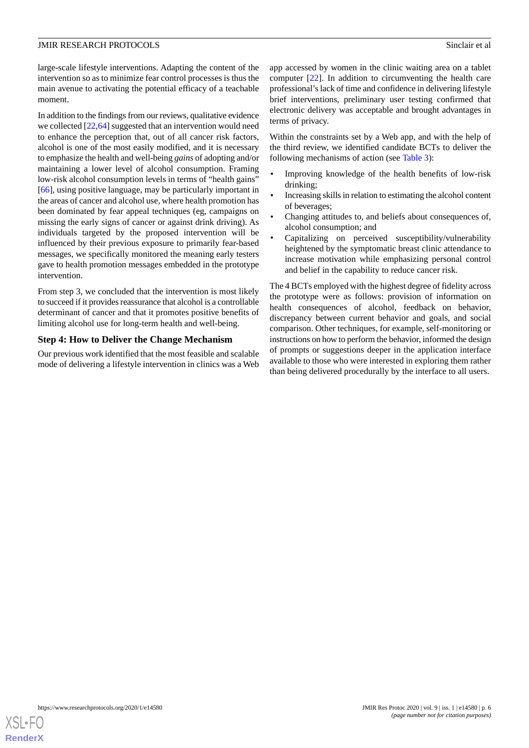large-scale lifestyle interventions. Adapting the content of the intervention so as to minimize fear control processes is thus the main avenue to activating the potential efficacy of a teachable moment.

In addition to the findings from our reviews, qualitative evidence we collected [22,64] suggested that an intervention would need to enhance the perception that, out of all cancer risk factors, alcohol is one of the most easily modified, and it is necessary to emphasize the health and well-being *gains* of adopting and/or maintaining a lower level of alcohol consumption. Framing low-risk alcohol consumption levels in terms of "health gains" [66], using positive language, may be particularly important in the areas of cancer and alcohol use, where health promotion has been dominated by fear appeal techniques (eg, campaigns on missing the early signs of cancer or against drink driving). As individuals targeted by the proposed intervention will be influenced by their previous exposure to primarily fear-based messages, we specifically monitored the meaning early testers gave to health promotion messages embedded in the prototype intervention.

From step 3, we concluded that the intervention is most likely to succeed if it provides reassurance that alcohol is a controllable determinant of cancer and that it promotes positive benefits of limiting alcohol use for long-term health and well-being.

### Step 4: How to Deliver the Change Mechanism

Our previous work identified that the most feasible and scalable mode of delivering a lifestyle intervention in clinics was a Web app accessed by women in the clinic waiting area on a tablet computer [22]. In addition to circumventing the health care professional's lack of time and confidence in delivering lifestyle brief interventions, preliminary user testing confirmed that electronic delivery was acceptable and brought advantages in terms of privacy.

Within the constraints set by a Web app, and with the help of the third review, we identified candidate BCTs to deliver the following mechanisms of action (see Table 3):

- Improving knowledge of the health benefits of low-risk drinking;
- Increasing skills in relation to estimating the alcohol content of beverages;
- Changing attitudes to, and beliefs about consequences of, alcohol consumption; and
- Capitalizing on perceived susceptibility/vulnerability heightened by the symptomatic breast clinic attendance to increase motivation while emphasizing personal control and belief in the capability to reduce cancer risk.

The 4 BCTs employed with the highest degree of fidelity across the prototype were as follows: provision of information on health consequences of alcohol, feedback on behavior, discrepancy between current behavior and goals, and social comparison. Other techniques, for example, self-monitoring or instructions on how to perform the behavior, informed the design of prompts or suggestions deeper in the application interface available to those who were interested in exploring them rather than being delivered procedurally by the interface to all users.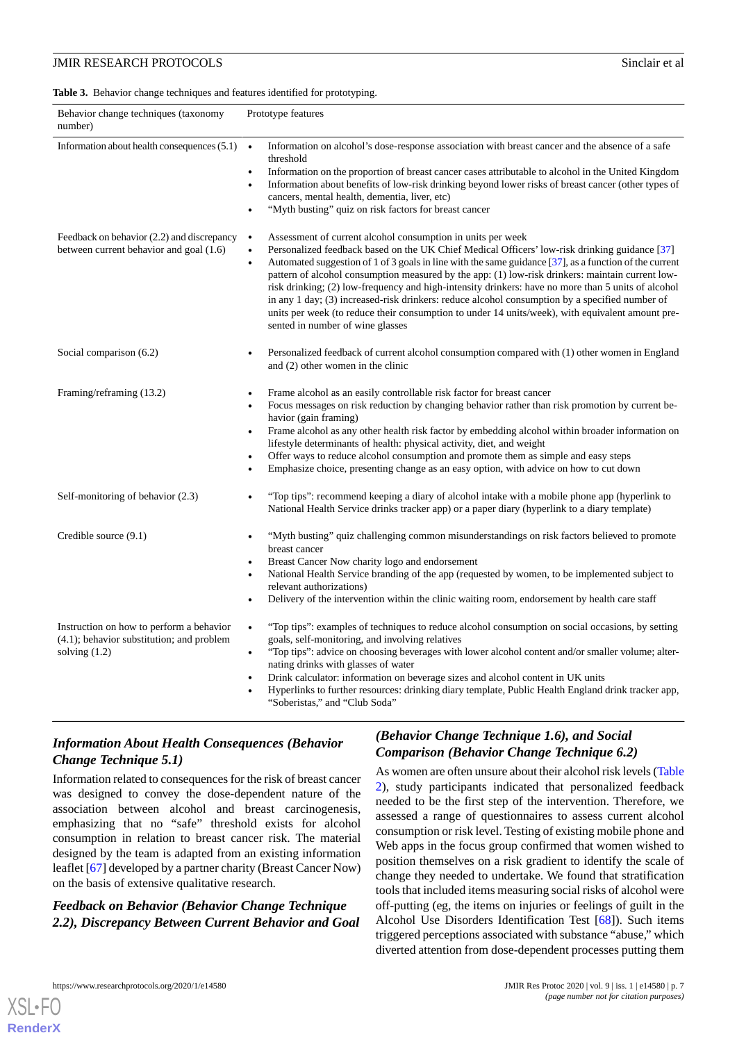**Table 3.** Behavior change techniques and features identified for prototyping.

| Behavior change techniques (taxonomy number) | Prototype features |
|---|---|
| Information about health consequences (5.1) | • Information on alcohol's dose-response association with breast cancer and the absence of a safe threshold<br>• Information on the proportion of breast cancer cases attributable to alcohol in the United Kingdom<br>• Information about benefits of low-risk drinking beyond lower risks of breast cancer (other types of cancers, mental health, dementia, liver, etc)<br>• "Myth busting" quiz on risk factors for breast cancer |
| Feedback on behavior (2.2) and discrepancy between current behavior and goal (1.6) | • Assessment of current alcohol consumption in units per week<br>• Personalized feedback based on the UK Chief Medical Officers' low-risk drinking guidance [37]<br>• Automated suggestion of 1 of 3 goals in line with the same guidance [37], as a function of the current pattern of alcohol consumption measured by the app: (1) low-risk drinkers: maintain current low-risk drinking; (2) low-frequency and high-intensity drinkers: have no more than 5 units of alcohol in any 1 day; (3) increased-risk drinkers: reduce alcohol consumption by a specified number of units per week (to reduce their consumption to under 14 units/week), with equivalent amount presented in number of wine glasses |
| Social comparison (6.2) | • Personalized feedback of current alcohol consumption compared with (1) other women in England and (2) other women in the clinic |
| Framing/reframing (13.2) | • Frame alcohol as an easily controllable risk factor for breast cancer<br>• Focus messages on risk reduction by changing behavior rather than risk promotion by current behavior (gain framing)<br>• Frame alcohol as any other health risk factor by embedding alcohol within broader information on lifestyle determinants of health: physical activity, diet, and weight<br>• Offer ways to reduce alcohol consumption and promote them as simple and easy steps<br>• Emphasize choice, presenting change as an easy option, with advice on how to cut down |
| Self-monitoring of behavior (2.3) | • "Top tips": recommend keeping a diary of alcohol intake with a mobile phone app (hyperlink to National Health Service drinks tracker app) or a paper diary (hyperlink to a diary template) |
| Credible source (9.1) | • "Myth busting" quiz challenging common misunderstandings on risk factors believed to promote breast cancer<br>• Breast Cancer Now charity logo and endorsement<br>• National Health Service branding of the app (requested by women, to be implemented subject to relevant authorizations)<br>• Delivery of the intervention within the clinic waiting room, endorsement by health care staff |
| Instruction on how to perform a behavior (4.1); behavior substitution; and problem solving (1.2) | • "Top tips": examples of techniques to reduce alcohol consumption on social occasions, by setting goals, self-monitoring, and involving relatives<br>• "Top tips": advice on choosing beverages with lower alcohol content and/or smaller volume; alternating drinks with glasses of water<br>• Drink calculator: information on beverage sizes and alcohol content in UK units<br>• Hyperlinks to further resources: drinking diary template, Public Health England drink tracker app, "Soberistas," and "Club Soda" |

### *Information About Health Consequences (Behavior Change Technique 5.1)*

Information related to consequences for the risk of breast cancer was designed to convey the dose-dependent nature of the association between alcohol and breast carcinogenesis, emphasizing that no "safe" threshold exists for alcohol consumption in relation to breast cancer risk. The material designed by the team is adapted from an existing information leaflet [67] developed by a partner charity (Breast Cancer Now) on the basis of extensive qualitative research.

### *Feedback on Behavior (Behavior Change Technique 2.2), Discrepancy Between Current Behavior and Goal (Behavior Change Technique 1.6), and Social Comparison (Behavior Change Technique 6.2)*

As women are often unsure about their alcohol risk levels (Table 2), study participants indicated that personalized feedback needed to be the first step of the intervention. Therefore, we assessed a range of questionnaires to assess current alcohol consumption or risk level. Testing of existing mobile phone and Web apps in the focus group confirmed that women wished to position themselves on a risk gradient to identify the scale of change they needed to undertake. We found that stratification tools that included items measuring social risks of alcohol were off-putting (eg, the items on injuries or feelings of guilt in the Alcohol Use Disorders Identification Test [68]). Such items triggered perceptions associated with substance "abuse," which diverted attention from dose-dependent processes putting them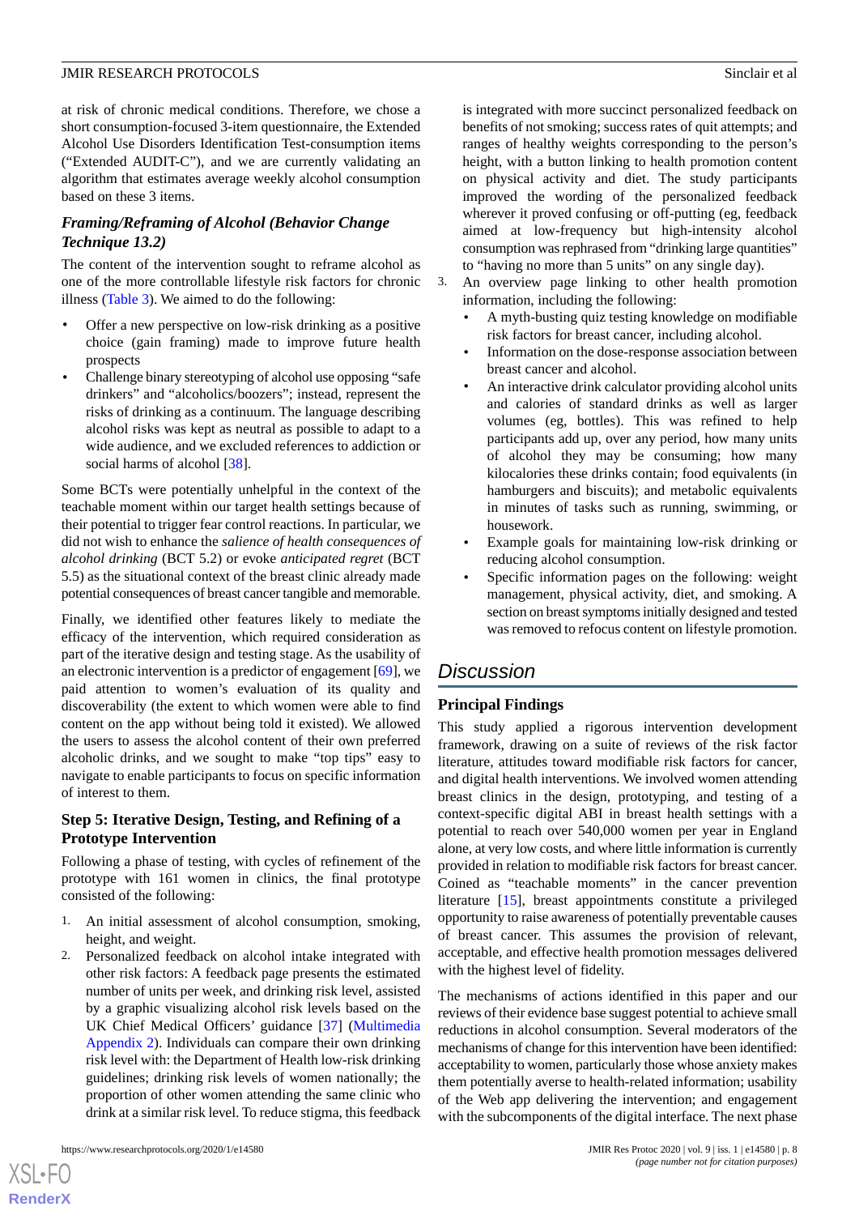at risk of chronic medical conditions. Therefore, we chose a short consumption-focused 3-item questionnaire, the Extended Alcohol Use Disorders Identification Test-consumption items ("Extended AUDIT-C"), and we are currently validating an algorithm that estimates average weekly alcohol consumption based on these 3 items.

### Framing/Reframing of Alcohol (Behavior Change Technique 13.2)

The content of the intervention sought to reframe alcohol as one of the more controllable lifestyle risk factors for chronic illness (Table 3). We aimed to do the following:

- Offer a new perspective on low-risk drinking as a positive choice (gain framing) made to improve future health prospects
- Challenge binary stereotyping of alcohol use opposing "safe drinkers" and "alcoholics/boozers"; instead, represent the risks of drinking as a continuum. The language describing alcohol risks was kept as neutral as possible to adapt to a wide audience, and we excluded references to addiction or social harms of alcohol [38].

Some BCTs were potentially unhelpful in the context of the teachable moment within our target health settings because of their potential to trigger fear control reactions. In particular, we did not wish to enhance the *salience of health consequences of alcohol drinking* (BCT 5.2) or evoke *anticipated regret* (BCT 5.5) as the situational context of the breast clinic already made potential consequences of breast cancer tangible and memorable.

Finally, we identified other features likely to mediate the efficacy of the intervention, which required consideration as part of the iterative design and testing stage. As the usability of an electronic intervention is a predictor of engagement [69], we paid attention to women's evaluation of its quality and discoverability (the extent to which women were able to find content on the app without being told it existed). We allowed the users to assess the alcohol content of their own preferred alcoholic drinks, and we sought to make "top tips" easy to navigate to enable participants to focus on specific information of interest to them.

### Step 5: Iterative Design, Testing, and Refining of a Prototype Intervention

Following a phase of testing, with cycles of refinement of the prototype with 161 women in clinics, the final prototype consisted of the following:

1. An initial assessment of alcohol consumption, smoking, height, and weight.
2. Personalized feedback on alcohol intake integrated with other risk factors: A feedback page presents the estimated number of units per week, and drinking risk level, assisted by a graphic visualizing alcohol risk levels based on the UK Chief Medical Officers' guidance [37] (Multimedia Appendix 2). Individuals can compare their own drinking risk level with: the Department of Health low-risk drinking guidelines; drinking risk levels of women nationally; the proportion of other women attending the same clinic who drink at a similar risk level. To reduce stigma, this feedback is integrated with more succinct personalized feedback on benefits of not smoking; success rates of quit attempts; and ranges of healthy weights corresponding to the person's height, with a button linking to health promotion content on physical activity and diet. The study participants improved the wording of the personalized feedback wherever it proved confusing or off-putting (eg, feedback aimed at low-frequency but high-intensity alcohol consumption was rephrased from "drinking large quantities" to "having no more than 5 units" on any single day).
3. An overview page linking to other health promotion information, including the following:
   - A myth-busting quiz testing knowledge on modifiable risk factors for breast cancer, including alcohol.
   - Information on the dose-response association between breast cancer and alcohol.
   - An interactive drink calculator providing alcohol units and calories of standard drinks as well as larger volumes (eg, bottles). This was refined to help participants add up, over any period, how many units of alcohol they may be consuming; how many kilocalories these drinks contain; food equivalents (in hamburgers and biscuits); and metabolic equivalents in minutes of tasks such as running, swimming, or housework.
   - Example goals for maintaining low-risk drinking or reducing alcohol consumption.
   - Specific information pages on the following: weight management, physical activity, diet, and smoking. A section on breast symptoms initially designed and tested was removed to refocus content on lifestyle promotion.

## Discussion

### Principal Findings

This study applied a rigorous intervention development framework, drawing on a suite of reviews of the risk factor literature, attitudes toward modifiable risk factors for cancer, and digital health interventions. We involved women attending breast clinics in the design, prototyping, and testing of a context-specific digital ABI in breast health settings with a potential to reach over 540,000 women per year in England alone, at very low costs, and where little information is currently provided in relation to modifiable risk factors for breast cancer. Coined as "teachable moments" in the cancer prevention literature [15], breast appointments constitute a privileged opportunity to raise awareness of potentially preventable causes of breast cancer. This assumes the provision of relevant, acceptable, and effective health promotion messages delivered with the highest level of fidelity.

The mechanisms of actions identified in this paper and our reviews of their evidence base suggest potential to achieve small reductions in alcohol consumption. Several moderators of the mechanisms of change for this intervention have been identified: acceptability to women, particularly those whose anxiety makes them potentially averse to health-related information; usability of the Web app delivering the intervention; and engagement with the subcomponents of the digital interface. The next phase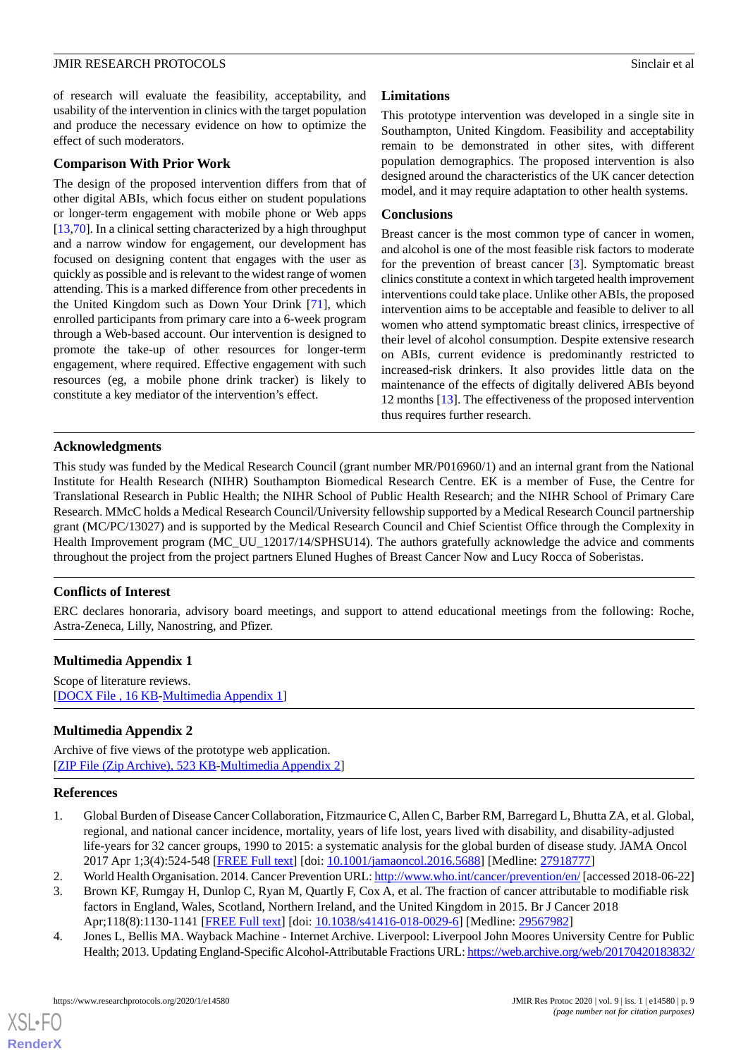of research will evaluate the feasibility, acceptability, and usability of the intervention in clinics with the target population and produce the necessary evidence on how to optimize the effect of such moderators.

### Comparison With Prior Work

The design of the proposed intervention differs from that of other digital ABIs, which focus either on student populations or longer-term engagement with mobile phone or Web apps [13,70]. In a clinical setting characterized by a high throughput and a narrow window for engagement, our development has focused on designing content that engages with the user as quickly as possible and is relevant to the widest range of women attending. This is a marked difference from other precedents in the United Kingdom such as Down Your Drink [71], which enrolled participants from primary care into a 6-week program through a Web-based account. Our intervention is designed to promote the take-up of other resources for longer-term engagement, where required. Effective engagement with such resources (eg, a mobile phone drink tracker) is likely to constitute a key mediator of the intervention's effect.

### Limitations

This prototype intervention was developed in a single site in Southampton, United Kingdom. Feasibility and acceptability remain to be demonstrated in other sites, with different population demographics. The proposed intervention is also designed around the characteristics of the UK cancer detection model, and it may require adaptation to other health systems.

### Conclusions

Breast cancer is the most common type of cancer in women, and alcohol is one of the most feasible risk factors to moderate for the prevention of breast cancer [3]. Symptomatic breast clinics constitute a context in which targeted health improvement interventions could take place. Unlike other ABIs, the proposed intervention aims to be acceptable and feasible to deliver to all women who attend symptomatic breast clinics, irrespective of their level of alcohol consumption. Despite extensive research on ABIs, current evidence is predominantly restricted to increased-risk drinkers. It also provides little data on the maintenance of the effects of digitally delivered ABIs beyond 12 months [13]. The effectiveness of the proposed intervention thus requires further research.

## Acknowledgments

This study was funded by the Medical Research Council (grant number MR/P016960/1) and an internal grant from the National Institute for Health Research (NIHR) Southampton Biomedical Research Centre. EK is a member of Fuse, the Centre for Translational Research in Public Health; the NIHR School of Public Health Research; and the NIHR School of Primary Care Research. MMcC holds a Medical Research Council/University fellowship supported by a Medical Research Council partnership grant (MC/PC/13027) and is supported by the Medical Research Council and Chief Scientist Office through the Complexity in Health Improvement program (MC_UU_12017/14/SPHSU14). The authors gratefully acknowledge the advice and comments throughout the project from the project partners Eluned Hughes of Breast Cancer Now and Lucy Rocca of Soberistas.

## Conflicts of Interest

ERC declares honoraria, advisory board meetings, and support to attend educational meetings from the following: Roche, Astra-Zeneca, Lilly, Nanostring, and Pfizer.

## Multimedia Appendix 1

Scope of literature reviews.
[DOCX File , 16 KB-Multimedia Appendix 1]

## Multimedia Appendix 2

Archive of five views of the prototype web application.
[ZIP File (Zip Archive), 523 KB-Multimedia Appendix 2]

## References

1. Global Burden of Disease Cancer Collaboration, Fitzmaurice C, Allen C, Barber RM, Barregard L, Bhutta ZA, et al. Global, regional, and national cancer incidence, mortality, years of life lost, years lived with disability, and disability-adjusted life-years for 32 cancer groups, 1990 to 2015: a systematic analysis for the global burden of disease study. JAMA Oncol 2017 Apr 1;3(4):524-548 [FREE Full text] [doi: 10.1001/jamaoncol.2016.5688] [Medline: 27918777]
2. World Health Organisation. 2014. Cancer Prevention URL: http://www.who.int/cancer/prevention/en/ [accessed 2018-06-22]
3. Brown KF, Rumgay H, Dunlop C, Ryan M, Quartly F, Cox A, et al. The fraction of cancer attributable to modifiable risk factors in England, Wales, Scotland, Northern Ireland, and the United Kingdom in 2015. Br J Cancer 2018 Apr;118(8):1130-1141 [FREE Full text] [doi: 10.1038/s41416-018-0029-6] [Medline: 29567982]
4. Jones L, Bellis MA. Wayback Machine - Internet Archive. Liverpool: Liverpool John Moores University Centre for Public Health; 2013. Updating England-Specific Alcohol-Attributable Fractions URL: https://web.archive.org/web/20170420183832/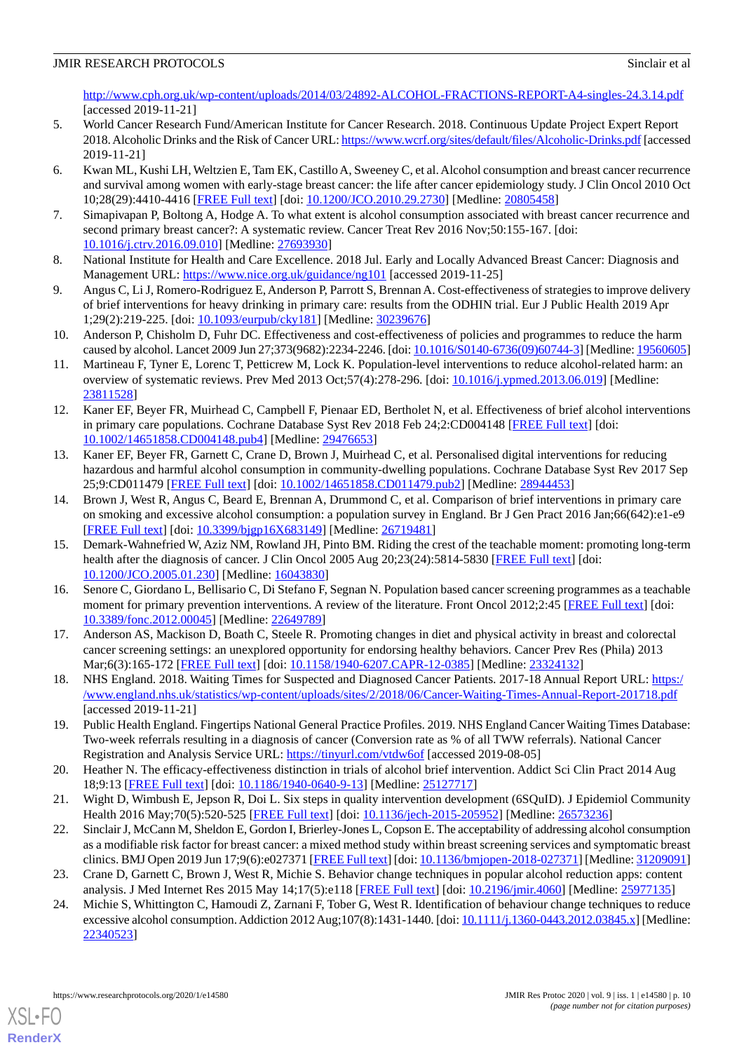http://www.cph.org.uk/wp-content/uploads/2014/03/24892-ALCOHOL-FRACTIONS-REPORT-A4-singles-24.3.14.pdf [accessed 2019-11-21]

5. World Cancer Research Fund/American Institute for Cancer Research. 2018. Continuous Update Project Expert Report 2018. Alcoholic Drinks and the Risk of Cancer URL: https://www.wcrf.org/sites/default/files/Alcoholic-Drinks.pdf [accessed 2019-11-21]
6. Kwan ML, Kushi LH, Weltzien E, Tam EK, Castillo A, Sweeney C, et al. Alcohol consumption and breast cancer recurrence and survival among women with early-stage breast cancer: the life after cancer epidemiology study. J Clin Oncol 2010 Oct 10;28(29):4410-4416 [FREE Full text] [doi: 10.1200/JCO.2010.29.2730] [Medline: 20805458]
7. Simapivapan P, Boltong A, Hodge A. To what extent is alcohol consumption associated with breast cancer recurrence and second primary breast cancer?: A systematic review. Cancer Treat Rev 2016 Nov;50:155-167. [doi: 10.1016/j.ctrv.2016.09.010] [Medline: 27693930]
8. National Institute for Health and Care Excellence. 2018 Jul. Early and Locally Advanced Breast Cancer: Diagnosis and Management URL: https://www.nice.org.uk/guidance/ng101 [accessed 2019-11-25]
9. Angus C, Li J, Romero-Rodriguez E, Anderson P, Parrott S, Brennan A. Cost-effectiveness of strategies to improve delivery of brief interventions for heavy drinking in primary care: results from the ODHIN trial. Eur J Public Health 2019 Apr 1;29(2):219-225. [doi: 10.1093/eurpub/cky181] [Medline: 30239676]
10. Anderson P, Chisholm D, Fuhr DC. Effectiveness and cost-effectiveness of policies and programmes to reduce the harm caused by alcohol. Lancet 2009 Jun 27;373(9682):2234-2246. [doi: 10.1016/S0140-6736(09)60744-3] [Medline: 19560605]
11. Martineau F, Tyner E, Lorenc T, Petticrew M, Lock K. Population-level interventions to reduce alcohol-related harm: an overview of systematic reviews. Prev Med 2013 Oct;57(4):278-296. [doi: 10.1016/j.ypmed.2013.06.019] [Medline: 23811528]
12. Kaner EF, Beyer FR, Muirhead C, Campbell F, Pienaar ED, Bertholet N, et al. Effectiveness of brief alcohol interventions in primary care populations. Cochrane Database Syst Rev 2018 Feb 24;2:CD004148 [FREE Full text] [doi: 10.1002/14651858.CD004148.pub4] [Medline: 29476653]
13. Kaner EF, Beyer FR, Garnett C, Crane D, Brown J, Muirhead C, et al. Personalised digital interventions for reducing hazardous and harmful alcohol consumption in community-dwelling populations. Cochrane Database Syst Rev 2017 Sep 25;9:CD011479 [FREE Full text] [doi: 10.1002/14651858.CD011479.pub2] [Medline: 28944453]
14. Brown J, West R, Angus C, Beard E, Brennan A, Drummond C, et al. Comparison of brief interventions in primary care on smoking and excessive alcohol consumption: a population survey in England. Br J Gen Pract 2016 Jan;66(642):e1-e9 [FREE Full text] [doi: 10.3399/bjgp16X683149] [Medline: 26719481]
15. Demark-Wahnefried W, Aziz NM, Rowland JH, Pinto BM. Riding the crest of the teachable moment: promoting long-term health after the diagnosis of cancer. J Clin Oncol 2005 Aug 20;23(24):5814-5830 [FREE Full text] [doi: 10.1200/JCO.2005.01.230] [Medline: 16043830]
16. Senore C, Giordano L, Bellisario C, Di Stefano F, Segnan N. Population based cancer screening programmes as a teachable moment for primary prevention interventions. A review of the literature. Front Oncol 2012;2:45 [FREE Full text] [doi: 10.3389/fonc.2012.00045] [Medline: 22649789]
17. Anderson AS, Mackison D, Boath C, Steele R. Promoting changes in diet and physical activity in breast and colorectal cancer screening settings: an unexplored opportunity for endorsing healthy behaviors. Cancer Prev Res (Phila) 2013 Mar;6(3):165-172 [FREE Full text] [doi: 10.1158/1940-6207.CAPR-12-0385] [Medline: 23324132]
18. NHS England. 2018. Waiting Times for Suspected and Diagnosed Cancer Patients. 2017-18 Annual Report URL: https://www.england.nhs.uk/statistics/wp-content/uploads/sites/2/2018/06/Cancer-Waiting-Times-Annual-Report-201718.pdf [accessed 2019-11-21]
19. Public Health England. Fingertips National General Practice Profiles. 2019. NHS England Cancer Waiting Times Database: Two-week referrals resulting in a diagnosis of cancer (Conversion rate as % of all TWW referrals). National Cancer Registration and Analysis Service URL: https://tinyurl.com/vtdw6of [accessed 2019-08-05]
20. Heather N. The efficacy-effectiveness distinction in trials of alcohol brief intervention. Addict Sci Clin Pract 2014 Aug 18;9:13 [FREE Full text] [doi: 10.1186/1940-0640-9-13] [Medline: 25127717]
21. Wight D, Wimbush E, Jepson R, Doi L. Six steps in quality intervention development (6SQuID). J Epidemiol Community Health 2016 May;70(5):520-525 [FREE Full text] [doi: 10.1136/jech-2015-205952] [Medline: 26573236]
22. Sinclair J, McCann M, Sheldon E, Gordon I, Brierley-Jones L, Copson E. The acceptability of addressing alcohol consumption as a modifiable risk factor for breast cancer: a mixed method study within breast screening services and symptomatic breast clinics. BMJ Open 2019 Jun 17;9(6):e027371 [FREE Full text] [doi: 10.1136/bmjopen-2018-027371] [Medline: 31209091]
23. Crane D, Garnett C, Brown J, West R, Michie S. Behavior change techniques in popular alcohol reduction apps: content analysis. J Med Internet Res 2015 May 14;17(5):e118 [FREE Full text] [doi: 10.2196/jmir.4060] [Medline: 25977135]
24. Michie S, Whittington C, Hamoudi Z, Zarnani F, Tober G, West R. Identification of behaviour change techniques to reduce excessive alcohol consumption. Addiction 2012 Aug;107(8):1431-1440. [doi: 10.1111/j.1360-0443.2012.03845.x] [Medline: 22340523]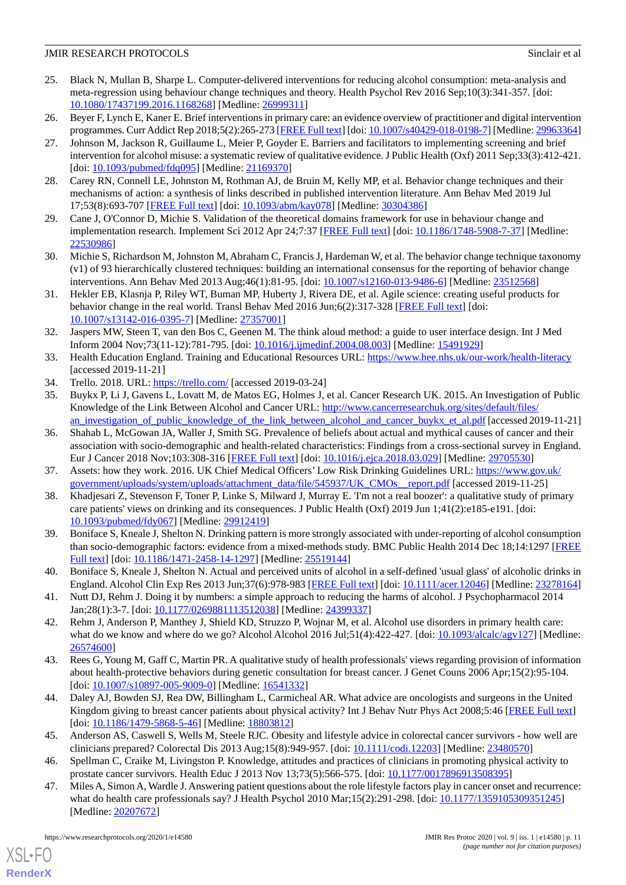25. Black N, Mullan B, Sharpe L. Computer-delivered interventions for reducing alcohol consumption: meta-analysis and meta-regression using behaviour change techniques and theory. Health Psychol Rev 2016 Sep;10(3):341-357. [doi: 10.1080/17437199.2016.1168268] [Medline: 26999311]
26. Beyer F, Lynch E, Kaner E. Brief interventions in primary care: an evidence overview of practitioner and digital intervention programmes. Curr Addict Rep 2018;5(2):265-273 [FREE Full text] [doi: 10.1007/s40429-018-0198-7] [Medline: 29963364]
27. Johnson M, Jackson R, Guillaume L, Meier P, Goyder E. Barriers and facilitators to implementing screening and brief intervention for alcohol misuse: a systematic review of qualitative evidence. J Public Health (Oxf) 2011 Sep;33(3):412-421. [doi: 10.1093/pubmed/fdq095] [Medline: 21169370]
28. Carey RN, Connell LE, Johnston M, Rothman AJ, de Bruin M, Kelly MP, et al. Behavior change techniques and their mechanisms of action: a synthesis of links described in published intervention literature. Ann Behav Med 2019 Jul 17;53(8):693-707 [FREE Full text] [doi: 10.1093/abm/kay078] [Medline: 30304386]
29. Cane J, O'Connor D, Michie S. Validation of the theoretical domains framework for use in behaviour change and implementation research. Implement Sci 2012 Apr 24;7:37 [FREE Full text] [doi: 10.1186/1748-5908-7-37] [Medline: 22530986]
30. Michie S, Richardson M, Johnston M, Abraham C, Francis J, Hardeman W, et al. The behavior change technique taxonomy (v1) of 93 hierarchically clustered techniques: building an international consensus for the reporting of behavior change interventions. Ann Behav Med 2013 Aug;46(1):81-95. [doi: 10.1007/s12160-013-9486-6] [Medline: 23512568]
31. Hekler EB, Klasnja P, Riley WT, Buman MP, Huberty J, Rivera DE, et al. Agile science: creating useful products for behavior change in the real world. Transl Behav Med 2016 Jun;6(2):317-328 [FREE Full text] [doi: 10.1007/s13142-016-0395-7] [Medline: 27357001]
32. Jaspers MW, Steen T, van den Bos C, Geenen M. The think aloud method: a guide to user interface design. Int J Med Inform 2004 Nov;73(11-12):781-795. [doi: 10.1016/j.ijmedinf.2004.08.003] [Medline: 15491929]
33. Health Education England. Training and Educational Resources URL: https://www.hee.nhs.uk/our-work/health-literacy [accessed 2019-11-21]
34. Trello. 2018. URL: https://trello.com/ [accessed 2019-03-24]
35. Buykx P, Li J, Gavens L, Lovatt M, de Matos EG, Holmes J, et al. Cancer Research UK. 2015. An Investigation of Public Knowledge of the Link Between Alcohol and Cancer URL: http://www.cancerresearchuk.org/sites/default/files/an_investigation_of_public_knowledge_of_the_link_between_alcohol_and_cancer_buykx_et_al.pdf [accessed 2019-11-21]
36. Shahab L, McGowan JA, Waller J, Smith SG. Prevalence of beliefs about actual and mythical causes of cancer and their association with socio-demographic and health-related characteristics: Findings from a cross-sectional survey in England. Eur J Cancer 2018 Nov;103:308-316 [FREE Full text] [doi: 10.1016/j.ejca.2018.03.029] [Medline: 29705530]
37. Assets: how they work. 2016. UK Chief Medical Officers' Low Risk Drinking Guidelines URL: https://www.gov.uk/government/uploads/system/uploads/attachment_data/file/545937/UK_CMOs__report.pdf [accessed 2019-11-25]
38. Khadjesari Z, Stevenson F, Toner P, Linke S, Milward J, Murray E. 'I'm not a real boozer': a qualitative study of primary care patients' views on drinking and its consequences. J Public Health (Oxf) 2019 Jun 1;41(2):e185-e191. [doi: 10.1093/pubmed/fdy067] [Medline: 29912419]
39. Boniface S, Kneale J, Shelton N. Drinking pattern is more strongly associated with under-reporting of alcohol consumption than socio-demographic factors: evidence from a mixed-methods study. BMC Public Health 2014 Dec 18;14:1297 [FREE Full text] [doi: 10.1186/1471-2458-14-1297] [Medline: 25519144]
40. Boniface S, Kneale J, Shelton N. Actual and perceived units of alcohol in a self-defined 'usual glass' of alcoholic drinks in England. Alcohol Clin Exp Res 2013 Jun;37(6):978-983 [FREE Full text] [doi: 10.1111/acer.12046] [Medline: 23278164]
41. Nutt DJ, Rehm J. Doing it by numbers: a simple approach to reducing the harms of alcohol. J Psychopharmacol 2014 Jan;28(1):3-7. [doi: 10.1177/0269881113512038] [Medline: 24399337]
42. Rehm J, Anderson P, Manthey J, Shield KD, Struzzo P, Wojnar M, et al. Alcohol use disorders in primary health care: what do we know and where do we go? Alcohol Alcohol 2016 Jul;51(4):422-427. [doi: 10.1093/alcalc/agv127] [Medline: 26574600]
43. Rees G, Young M, Gaff C, Martin PR. A qualitative study of health professionals' views regarding provision of information about health-protective behaviors during genetic consultation for breast cancer. J Genet Couns 2006 Apr;15(2):95-104. [doi: 10.1007/s10897-005-9009-0] [Medline: 16541332]
44. Daley AJ, Bowden SJ, Rea DW, Billingham L, Carmicheal AR. What advice are oncologists and surgeons in the United Kingdom giving to breast cancer patients about physical activity? Int J Behav Nutr Phys Act 2008;5:46 [FREE Full text] [doi: 10.1186/1479-5868-5-46] [Medline: 18803812]
45. Anderson AS, Caswell S, Wells M, Steele RJC. Obesity and lifestyle advice in colorectal cancer survivors - how well are clinicians prepared? Colorectal Dis 2013 Aug;15(8):949-957. [doi: 10.1111/codi.12203] [Medline: 23480570]
46. Spellman C, Craike M, Livingston P. Knowledge, attitudes and practices of clinicians in promoting physical activity to prostate cancer survivors. Health Educ J 2013 Nov 13;73(5):566-575. [doi: 10.1177/0017896913508395]
47. Miles A, Simon A, Wardle J. Answering patient questions about the role lifestyle factors play in cancer onset and recurrence: what do health care professionals say? J Health Psychol 2010 Mar;15(2):291-298. [doi: 10.1177/1359105309351245] [Medline: 20207672]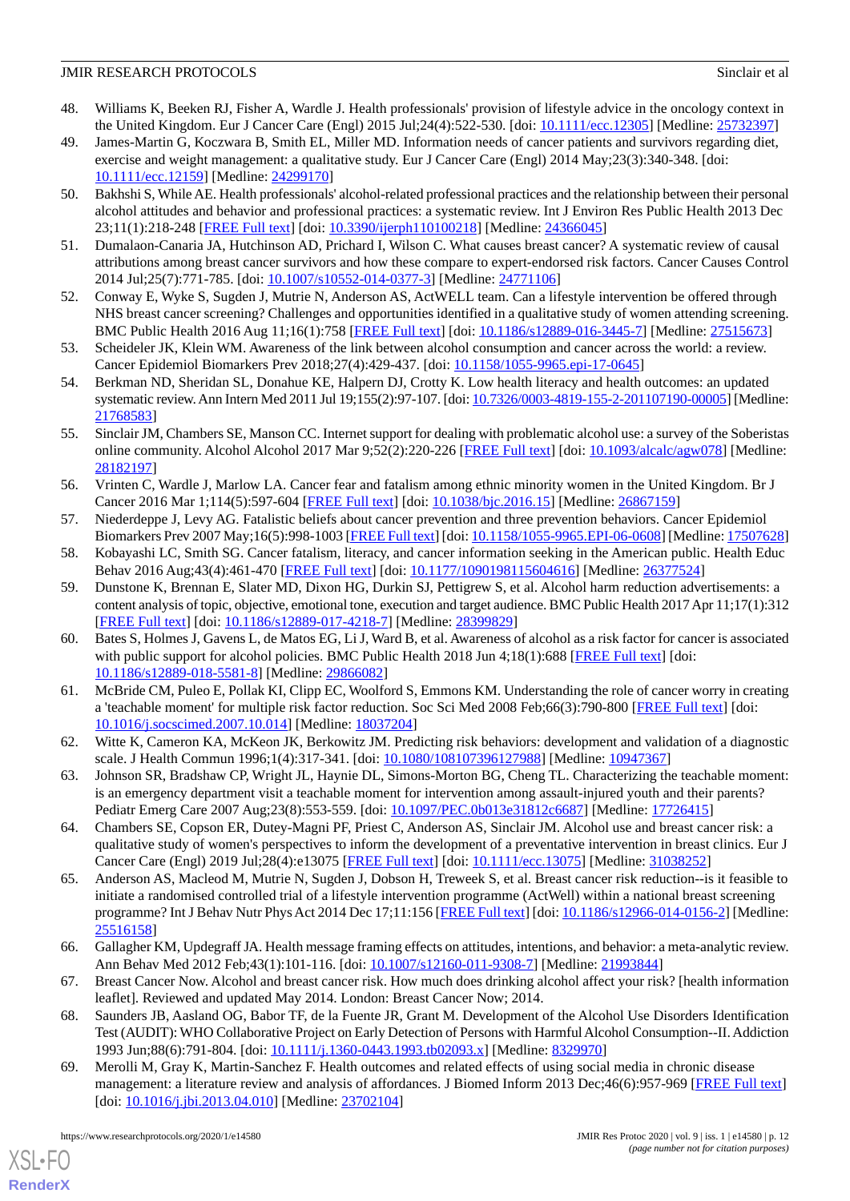48. Williams K, Beeken RJ, Fisher A, Wardle J. Health professionals' provision of lifestyle advice in the oncology context in the United Kingdom. Eur J Cancer Care (Engl) 2015 Jul;24(4):522-530. [doi: 10.1111/ecc.12305] [Medline: 25732397]
49. James-Martin G, Koczwara B, Smith EL, Miller MD. Information needs of cancer patients and survivors regarding diet, exercise and weight management: a qualitative study. Eur J Cancer Care (Engl) 2014 May;23(3):340-348. [doi: 10.1111/ecc.12159] [Medline: 24299170]
50. Bakhshi S, While AE. Health professionals' alcohol-related professional practices and the relationship between their personal alcohol attitudes and behavior and professional practices: a systematic review. Int J Environ Res Public Health 2013 Dec 23;11(1):218-248 [FREE Full text] [doi: 10.3390/ijerph110100218] [Medline: 24366045]
51. Dumalaon-Canaria JA, Hutchinson AD, Prichard I, Wilson C. What causes breast cancer? A systematic review of causal attributions among breast cancer survivors and how these compare to expert-endorsed risk factors. Cancer Causes Control 2014 Jul;25(7):771-785. [doi: 10.1007/s10552-014-0377-3] [Medline: 24771106]
52. Conway E, Wyke S, Sugden J, Mutrie N, Anderson AS, ActWELL team. Can a lifestyle intervention be offered through NHS breast cancer screening? Challenges and opportunities identified in a qualitative study of women attending screening. BMC Public Health 2016 Aug 11;16(1):758 [FREE Full text] [doi: 10.1186/s12889-016-3445-7] [Medline: 27515673]
53. Scheideler JK, Klein WM. Awareness of the link between alcohol consumption and cancer across the world: a review. Cancer Epidemiol Biomarkers Prev 2018;27(4):429-437. [doi: 10.1158/1055-9965.epi-17-0645]
54. Berkman ND, Sheridan SL, Donahue KE, Halpern DJ, Crotty K. Low health literacy and health outcomes: an updated systematic review. Ann Intern Med 2011 Jul 19;155(2):97-107. [doi: 10.7326/0003-4819-155-2-201107190-00005] [Medline: 21768583]
55. Sinclair JM, Chambers SE, Manson CC. Internet support for dealing with problematic alcohol use: a survey of the Soberistas online community. Alcohol Alcohol 2017 Mar 9;52(2):220-226 [FREE Full text] [doi: 10.1093/alcalc/agw078] [Medline: 28182197]
56. Vrinten C, Wardle J, Marlow LA. Cancer fear and fatalism among ethnic minority women in the United Kingdom. Br J Cancer 2016 Mar 1;114(5):597-604 [FREE Full text] [doi: 10.1038/bjc.2016.15] [Medline: 26867159]
57. Niederdeppe J, Levy AG. Fatalistic beliefs about cancer prevention and three prevention behaviors. Cancer Epidemiol Biomarkers Prev 2007 May;16(5):998-1003 [FREE Full text] [doi: 10.1158/1055-9965.EPI-06-0608] [Medline: 17507628]
58. Kobayashi LC, Smith SG. Cancer fatalism, literacy, and cancer information seeking in the American public. Health Educ Behav 2016 Aug;43(4):461-470 [FREE Full text] [doi: 10.1177/1090198115604616] [Medline: 26377524]
59. Dunstone K, Brennan E, Slater MD, Dixon HG, Durkin SJ, Pettigrew S, et al. Alcohol harm reduction advertisements: a content analysis of topic, objective, emotional tone, execution and target audience. BMC Public Health 2017 Apr 11;17(1):312 [FREE Full text] [doi: 10.1186/s12889-017-4218-7] [Medline: 28399829]
60. Bates S, Holmes J, Gavens L, de Matos EG, Li J, Ward B, et al. Awareness of alcohol as a risk factor for cancer is associated with public support for alcohol policies. BMC Public Health 2018 Jun 4;18(1):688 [FREE Full text] [doi: 10.1186/s12889-018-5581-8] [Medline: 29866082]
61. McBride CM, Puleo E, Pollak KI, Clipp EC, Woolford S, Emmons KM. Understanding the role of cancer worry in creating a 'teachable moment' for multiple risk factor reduction. Soc Sci Med 2008 Feb;66(3):790-800 [FREE Full text] [doi: 10.1016/j.socscimed.2007.10.014] [Medline: 18037204]
62. Witte K, Cameron KA, McKeon JK, Berkowitz JM. Predicting risk behaviors: development and validation of a diagnostic scale. J Health Commun 1996;1(4):317-341. [doi: 10.1080/108107396127988] [Medline: 10947367]
63. Johnson SR, Bradshaw CP, Wright JL, Haynie DL, Simons-Morton BG, Cheng TL. Characterizing the teachable moment: is an emergency department visit a teachable moment for intervention among assault-injured youth and their parents? Pediatr Emerg Care 2007 Aug;23(8):553-559. [doi: 10.1097/PEC.0b013e31812c6687] [Medline: 17726415]
64. Chambers SE, Copson ER, Dutey-Magni PF, Priest C, Anderson AS, Sinclair JM. Alcohol use and breast cancer risk: a qualitative study of women's perspectives to inform the development of a preventative intervention in breast clinics. Eur J Cancer Care (Engl) 2019 Jul;28(4):e13075 [FREE Full text] [doi: 10.1111/ecc.13075] [Medline: 31038252]
65. Anderson AS, Macleod M, Mutrie N, Sugden J, Dobson H, Treweek S, et al. Breast cancer risk reduction--is it feasible to initiate a randomised controlled trial of a lifestyle intervention programme (ActWell) within a national breast screening programme? Int J Behav Nutr Phys Act 2014 Dec 17;11:156 [FREE Full text] [doi: 10.1186/s12966-014-0156-2] [Medline: 25516158]
66. Gallagher KM, Updegraff JA. Health message framing effects on attitudes, intentions, and behavior: a meta-analytic review. Ann Behav Med 2012 Feb;43(1):101-116. [doi: 10.1007/s12160-011-9308-7] [Medline: 21993844]
67. Breast Cancer Now. Alcohol and breast cancer risk. How much does drinking alcohol affect your risk? [health information leaflet]. Reviewed and updated May 2014. London: Breast Cancer Now; 2014.
68. Saunders JB, Aasland OG, Babor TF, de la Fuente JR, Grant M. Development of the Alcohol Use Disorders Identification Test (AUDIT): WHO Collaborative Project on Early Detection of Persons with Harmful Alcohol Consumption--II. Addiction 1993 Jun;88(6):791-804. [doi: 10.1111/j.1360-0443.1993.tb02093.x] [Medline: 8329970]
69. Merolli M, Gray K, Martin-Sanchez F. Health outcomes and related effects of using social media in chronic disease management: a literature review and analysis of affordances. J Biomed Inform 2013 Dec;46(6):957-969 [FREE Full text] [doi: 10.1016/j.jbi.2013.04.010] [Medline: 23702104]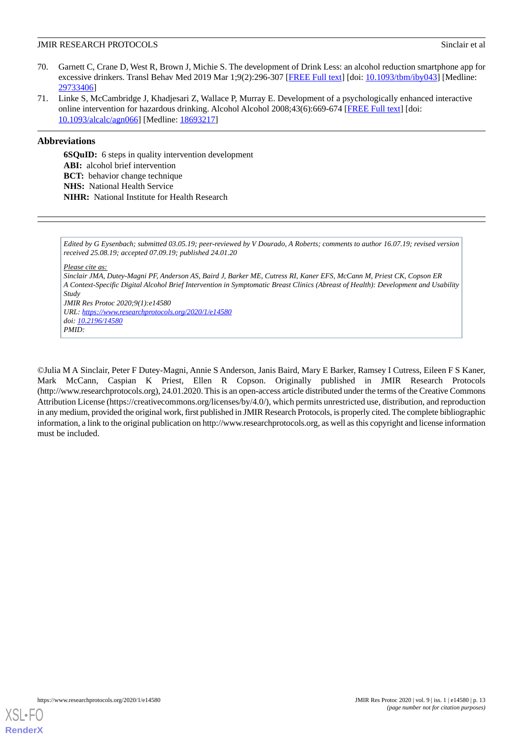70. Garnett C, Crane D, West R, Brown J, Michie S. The development of Drink Less: an alcohol reduction smartphone app for excessive drinkers. Transl Behav Med 2019 Mar 1;9(2):296-307 [FREE Full text] [doi: 10.1093/tbm/iby043] [Medline: 29733406]
71. Linke S, McCambridge J, Khadjesari Z, Wallace P, Murray E. Development of a psychologically enhanced interactive online intervention for hazardous drinking. Alcohol Alcohol 2008;43(6):669-674 [FREE Full text] [doi: 10.1093/alcalc/agn066] [Medline: 18693217]

## Abbreviations

**6SQuID:** 6 steps in quality intervention development
**ABI:** alcohol brief intervention
**BCT:** behavior change technique
**NHS:** National Health Service
**NIHR:** National Institute for Health Research

---

*Edited by G Eysenbach; submitted 03.05.19; peer-reviewed by V Dourado, A Roberts; comments to author 16.07.19; revised version received 25.08.19; accepted 07.09.19; published 24.01.20*

*Please cite as:*
*Sinclair JMA, Dutey-Magni PF, Anderson AS, Baird J, Barker ME, Cutress RI, Kaner EFS, McCann M, Priest CK, Copson ER*
*A Context-Specific Digital Alcohol Brief Intervention in Symptomatic Breast Clinics (Abreast of Health): Development and Usability Study*
*JMIR Res Protoc 2020;9(1):e14580*
*URL: https://www.researchprotocols.org/2020/1/e14580*
*doi: 10.2196/14580*
*PMID:*

©Julia M A Sinclair, Peter F Dutey-Magni, Annie S Anderson, Janis Baird, Mary E Barker, Ramsey I Cutress, Eileen F S Kaner, Mark McCann, Caspian K Priest, Ellen R Copson. Originally published in JMIR Research Protocols (http://www.researchprotocols.org), 24.01.2020. This is an open-access article distributed under the terms of the Creative Commons Attribution License (https://creativecommons.org/licenses/by/4.0/), which permits unrestricted use, distribution, and reproduction in any medium, provided the original work, first published in JMIR Research Protocols, is properly cited. The complete bibliographic information, a link to the original publication on http://www.researchprotocols.org, as well as this copyright and license information must be included.